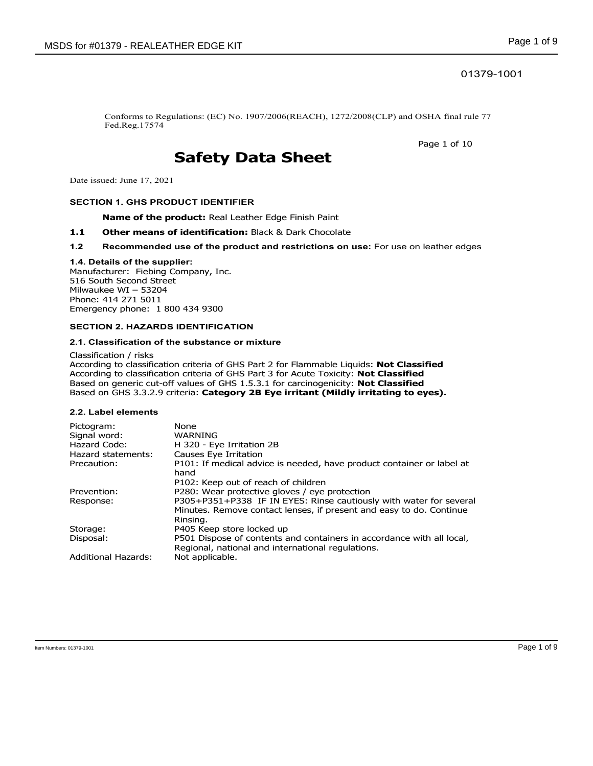01379-1001

Conforms to Regulations: (EC) No. 1907/2006(REACH), 1272/2008(CLP) and OSHA final rule 77 Fed.Reg.17574

# Safety Data Sheet

Date issued: June 17, 2021

## SECTION 1. GHS PRODUCT IDENTIFIER

**Name of the product:** Real Leather Edge Finish Paint

**1.1 Other means of identification:** Black & Dark Chocolate

**1.2 Recommended use of the product and restrictions on use:** For use on leather edges

**1.4. Details of the supplier:**
Manufacturer: Fiebing Company, Inc.
516 South Second Street
Milwaukee WI – 53204
Phone: 414 271 5011
Emergency phone: 1 800 434 9300

## SECTION 2. HAZARDS IDENTIFICATION

### 2.1. Classification of the substance or mixture

Classification / risks
According to classification criteria of GHS Part 2 for Flammable Liquids: **Not Classified**
According to classification criteria of GHS Part 3 for Acute Toxicity: **Not Classified**
Based on generic cut-off values of GHS 1.5.3.1 for carcinogenicity: **Not Classified**
Based on GHS 3.3.2.9 criteria: **Category 2B Eye irritant (Mildly irritating to eyes).**

### 2.2. Label elements

| | |
|---|---|
| Pictogram: | None |
| Signal word: | WARNING |
| Hazard Code: | H 320 - Eye Irritation 2B |
| Hazard statements: | Causes Eye Irritation |
| Precaution: | P101: If medical advice is needed, have product container or label at hand<br>P102: Keep out of reach of children |
| Prevention: | P280: Wear protective gloves / eye protection |
| Response: | P305+P351+P338 IF IN EYES: Rinse cautiously with water for several Minutes. Remove contact lenses, if present and easy to do. Continue Rinsing. |
| Storage: | P405 Keep store locked up |
| Disposal: | P501 Dispose of contents and containers in accordance with all local, Regional, national and international regulations. |
| Additional Hazards: | Not applicable. |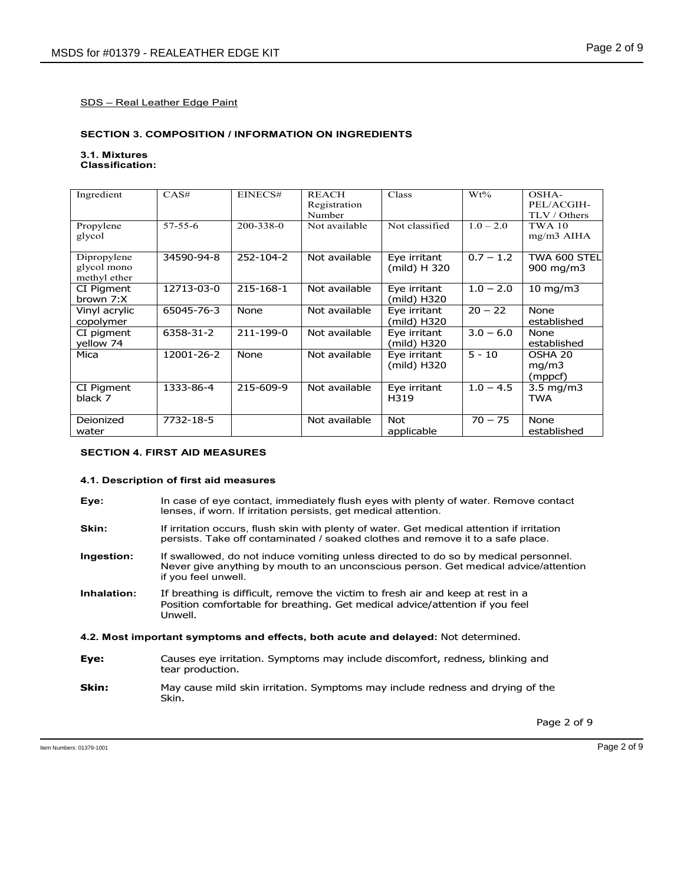SDS – Real Leather Edge Paint

## SECTION 3. COMPOSITION / INFORMATION ON INGREDIENTS

**3.1. Mixtures**
**Classification:**

| Ingredient | CAS# | EINECS# | REACH Registration Number | Class | Wt% | OSHA-PEL/ACGIH-TLV / Others |
|---|---|---|---|---|---|---|
| Propylene glycol | 57-55-6 | 200-338-0 | Not available | Not classified | 1.0 – 2.0 | TWA 10 mg/m3 AIHA |
| Dipropylene glycol mono methyl ether | 34590-94-8 | 252-104-2 | Not available | Eye irritant (mild) H 320 | 0.7 – 1.2 | TWA 600 STEL 900 mg/m3 |
| CI Pigment brown 7:X | 12713-03-0 | 215-168-1 | Not available | Eye irritant (mild) H320 | 1.0 – 2.0 | 10 mg/m3 |
| Vinyl acrylic copolymer | 65045-76-3 | None | Not available | Eye irritant (mild) H320 | 20 – 22 | None established |
| CI pigment yellow 74 | 6358-31-2 | 211-199-0 | Not available | Eye irritant (mild) H320 | 3.0 – 6.0 | None established |
| Mica | 12001-26-2 | None | Not available | Eye irritant (mild) H320 | 5 - 10 | OSHA 20 mg/m3 (mppcf) |
| CI Pigment black 7 | 1333-86-4 | 215-609-9 | Not available | Eye irritant H319 | 1.0 – 4.5 | 3.5 mg/m3 TWA |
| Deionized water | 7732-18-5 | | Not available | Not applicable | 70 – 75 | None established |

## SECTION 4. FIRST AID MEASURES

### 4.1. Description of first aid measures

**Eye:** In case of eye contact, immediately flush eyes with plenty of water. Remove contact lenses, if worn. If irritation persists, get medical attention.

**Skin:** If irritation occurs, flush skin with plenty of water. Get medical attention if irritation persists. Take off contaminated / soaked clothes and remove it to a safe place.

**Ingestion:** If swallowed, do not induce vomiting unless directed to do so by medical personnel. Never give anything by mouth to an unconscious person. Get medical advice/attention if you feel unwell.

**Inhalation:** If breathing is difficult, remove the victim to fresh air and keep at rest in a Position comfortable for breathing. Get medical advice/attention if you feel Unwell.

**4.2. Most important symptoms and effects, both acute and delayed:** Not determined.

**Eye:** Causes eye irritation. Symptoms may include discomfort, redness, blinking and tear production.

**Skin:** May cause mild skin irritation. Symptoms may include redness and drying of the Skin.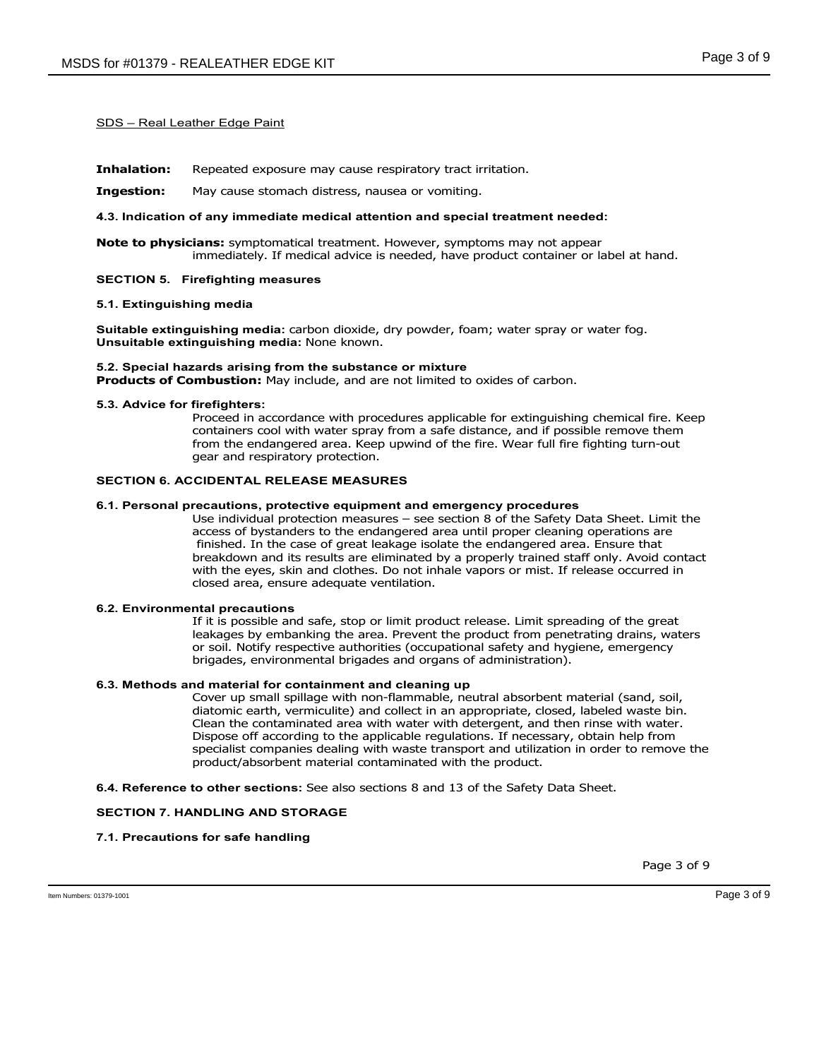SDS – Real Leather Edge Paint

**Inhalation:** Repeated exposure may cause respiratory tract irritation.

**Ingestion:** May cause stomach distress, nausea or vomiting.

**4.3. Indication of any immediate medical attention and special treatment needed:**

**Note to physicians:** symptomatical treatment. However, symptoms may not appear immediately. If medical advice is needed, have product container or label at hand.

## SECTION 5. Firefighting measures

**5.1. Extinguishing media**

**Suitable extinguishing media**: carbon dioxide, dry powder, foam; water spray or water fog.
**Unsuitable extinguishing media:** None known.

**5.2. Special hazards arising from the substance or mixture**
**Products of Combustion:** May include, and are not limited to oxides of carbon.

**5.3. Advice for firefighters:**

Proceed in accordance with procedures applicable for extinguishing chemical fire. Keep containers cool with water spray from a safe distance, and if possible remove them from the endangered area. Keep upwind of the fire. Wear full fire fighting turn-out gear and respiratory protection.

## SECTION 6. ACCIDENTAL RELEASE MEASURES

**6.1. Personal precautions, protective equipment and emergency procedures**

Use individual protection measures – see section 8 of the Safety Data Sheet. Limit the access of bystanders to the endangered area until proper cleaning operations are finished. In the case of great leakage isolate the endangered area. Ensure that breakdown and its results are eliminated by a properly trained staff only. Avoid contact with the eyes, skin and clothes. Do not inhale vapors or mist. If release occurred in closed area, ensure adequate ventilation.

**6.2. Environmental precautions**

If it is possible and safe, stop or limit product release. Limit spreading of the great leakages by embanking the area. Prevent the product from penetrating drains, waters or soil. Notify respective authorities (occupational safety and hygiene, emergency brigades, environmental brigades and organs of administration).

**6.3. Methods and material for containment and cleaning up**

Cover up small spillage with non-flammable, neutral absorbent material (sand, soil, diatomic earth, vermiculite) and collect in an appropriate, closed, labeled waste bin. Clean the contaminated area with water with detergent, and then rinse with water. Dispose off according to the applicable regulations. If necessary, obtain help from specialist companies dealing with waste transport and utilization in order to remove the product/absorbent material contaminated with the product.

**6.4. Reference to other sections:** See also sections 8 and 13 of the Safety Data Sheet.

## SECTION 7. HANDLING AND STORAGE

**7.1. Precautions for safe handling**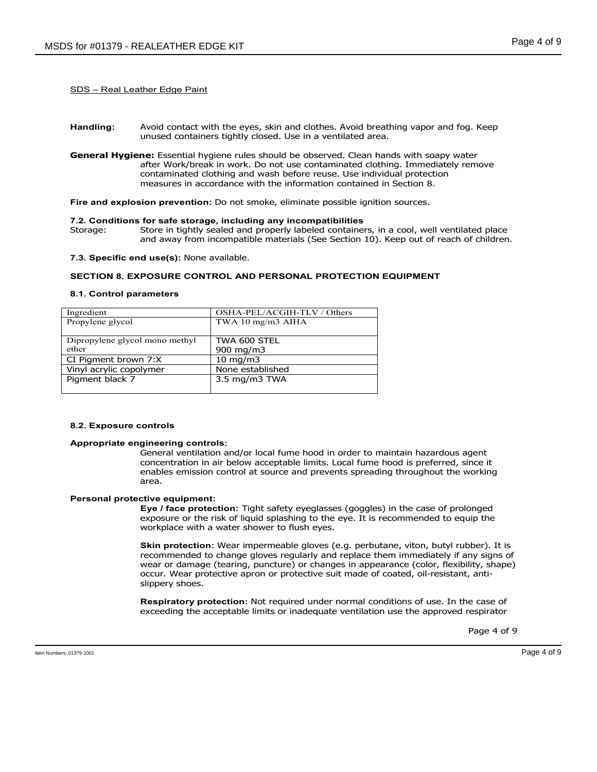SDS – Real Leather Edge Paint

**Handling:** Avoid contact with the eyes, skin and clothes. Avoid breathing vapor and fog. Keep unused containers tightly closed. Use in a ventilated area.

**General Hygiene:** Essential hygiene rules should be observed. Clean hands with soapy water after Work/break in work. Do not use contaminated clothing. Immediately remove contaminated clothing and wash before reuse. Use individual protection measures in accordance with the information contained in Section 8.

**Fire and explosion prevention:** Do not smoke, eliminate possible ignition sources.

**7.2. Conditions for safe storage, including any incompatibilities**

Storage: Store in tightly sealed and properly labeled containers, in a cool, well ventilated place and away from incompatible materials (See Section 10). Keep out of reach of children.

**7.3. Specific end use(s):** None available.

## SECTION 8. EXPOSURE CONTROL AND PERSONAL PROTECTION EQUIPMENT

**8.1. Control parameters**

| Ingredient | OSHA-PEL/ACGIH-TLV / Others |
|---|---|
| Propylene glycol | TWA 10 mg/m3 AIHA |
| Dipropylene glycol mono methyl ether | TWA 600 STEL 900 mg/m3 |
| CI Pigment brown 7:X | 10 mg/m3 |
| Vinyl acrylic copolymer | None established |
| Pigment black 7 | 3.5 mg/m3 TWA |

**8.2. Exposure controls**

**Appropriate engineering controls:**

General ventilation and/or local fume hood in order to maintain hazardous agent concentration in air below acceptable limits. Local fume hood is preferred, since it enables emission control at source and prevents spreading throughout the working area.

**Personal protective equipment:**

**Eye / face protection:** Tight safety eyeglasses (goggles) in the case of prolonged exposure or the risk of liquid splashing to the eye. It is recommended to equip the workplace with a water shower to flush eyes.

**Skin protection:** Wear impermeable gloves (e.g. perbutane, viton, butyl rubber). It is recommended to change gloves regularly and replace them immediately if any signs of wear or damage (tearing, puncture) or changes in appearance (color, flexibility, shape) occur. Wear protective apron or protective suit made of coated, oil-resistant, anti-slippery shoes.

**Respiratory protection:** Not required under normal conditions of use. In the case of exceeding the acceptable limits or inadequate ventilation use the approved respirator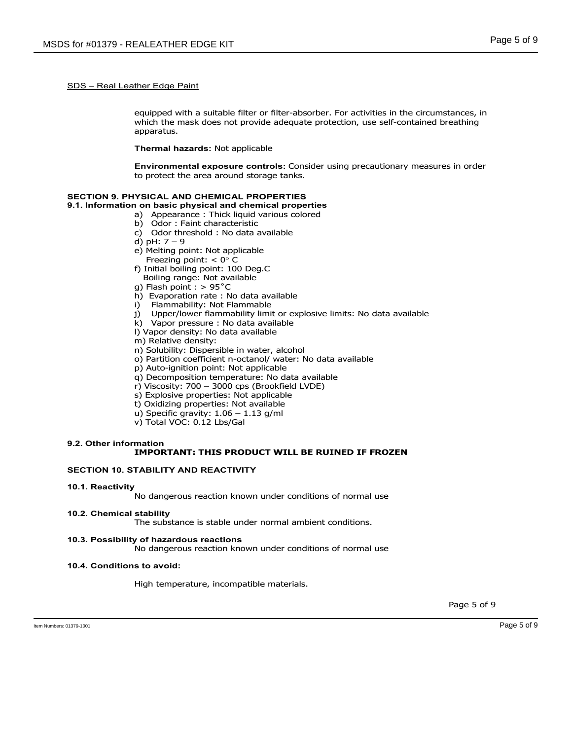SDS – Real Leather Edge Paint

equipped with a suitable filter or filter-absorber. For activities in the circumstances, in which the mask does not provide adequate protection, use self-contained breathing apparatus.

**Thermal hazards:** Not applicable

**Environmental exposure controls:** Consider using precautionary measures in order to protect the area around storage tanks.

## SECTION 9. PHYSICAL AND CHEMICAL PROPERTIES

### 9.1. Information on basic physical and chemical properties

a) Appearance : Thick liquid various colored
b) Odor : Faint characteristic
c) Odor threshold : No data available
d) pH: 7 – 9
e) Melting point: Not applicable
 Freezing point: < 0° C
f) Initial boiling point: 100 Deg.C
 Boiling range: Not available
g) Flash point : > 95°C
h) Evaporation rate : No data available
i) Flammability: Not Flammable
j) Upper/lower flammability limit or explosive limits: No data available
k) Vapor pressure : No data available
l) Vapor density: No data available
m) Relative density:
n) Solubility: Dispersible in water, alcohol
o) Partition coefficient n-octanol/ water: No data available
p) Auto-ignition point: Not applicable
q) Decomposition temperature: No data available
r) Viscosity: 700 – 3000 cps (Brookfield LVDE)
s) Explosive properties: Not applicable
t) Oxidizing properties: Not available
u) Specific gravity: 1.06 – 1.13 g/ml
v) Total VOC: 0.12 Lbs/Gal

### 9.2. Other information

**IMPORTANT: THIS PRODUCT WILL BE RUINED IF FROZEN**

## SECTION 10. STABILITY AND REACTIVITY

### 10.1. Reactivity

No dangerous reaction known under conditions of normal use

### 10.2. Chemical stability

The substance is stable under normal ambient conditions.

### 10.3. Possibility of hazardous reactions

No dangerous reaction known under conditions of normal use

### 10.4. Conditions to avoid:

High temperature, incompatible materials.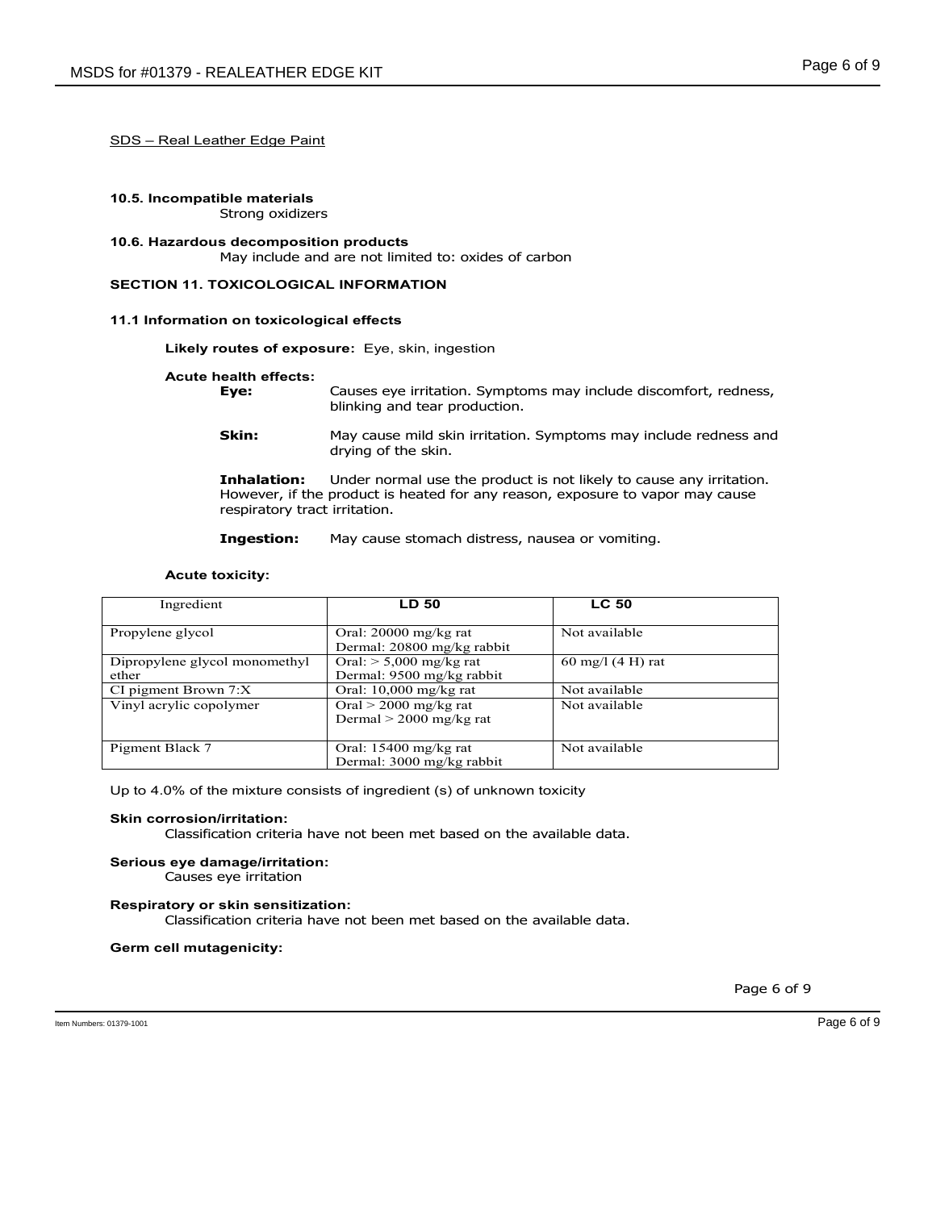SDS – Real Leather Edge Paint

**10.5. Incompatible materials**

Strong oxidizers

**10.6. Hazardous decomposition products**

May include and are not limited to: oxides of carbon

## SECTION 11. TOXICOLOGICAL INFORMATION

**11.1 Information on toxicological effects**

**Likely routes of exposure:** Eye, skin, ingestion

**Acute health effects:**

**Eye:** Causes eye irritation. Symptoms may include discomfort, redness, blinking and tear production.

**Skin:** May cause mild skin irritation. Symptoms may include redness and drying of the skin.

**Inhalation:** Under normal use the product is not likely to cause any irritation. However, if the product is heated for any reason, exposure to vapor may cause respiratory tract irritation.

**Ingestion:** May cause stomach distress, nausea or vomiting.

**Acute toxicity:**

| Ingredient | LD 50 | LC 50 |
|---|---|---|
| Propylene glycol | Oral: 20000 mg/kg rat<br>Dermal: 20800 mg/kg rabbit | Not available |
| Dipropylene glycol monomethyl ether | Oral: > 5,000 mg/kg rat<br>Dermal: 9500 mg/kg rabbit | 60 mg/l (4 H) rat |
| CI pigment Brown 7:X | Oral: 10,000 mg/kg rat | Not available |
| Vinyl acrylic copolymer | Oral > 2000 mg/kg rat<br>Dermal > 2000 mg/kg rat | Not available |
| Pigment Black 7 | Oral: 15400 mg/kg rat<br>Dermal: 3000 mg/kg rabbit | Not available |

Up to 4.0% of the mixture consists of ingredient (s) of unknown toxicity

**Skin corrosion/irritation:**

Classification criteria have not been met based on the available data.

**Serious eye damage/irritation:**

Causes eye irritation

**Respiratory or skin sensitization:**

Classification criteria have not been met based on the available data.

**Germ cell mutagenicity:**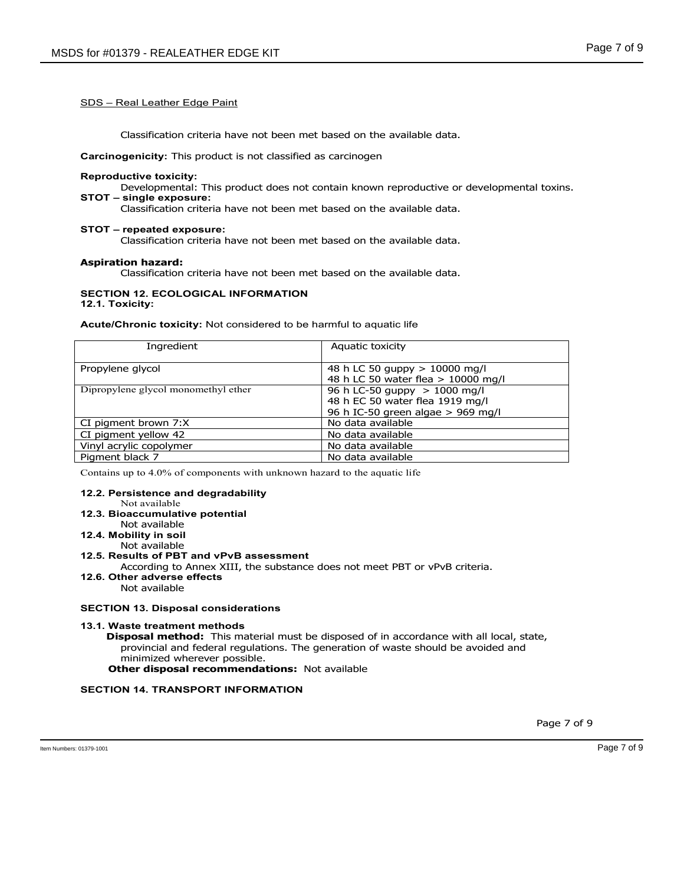SDS – Real Leather Edge Paint

Classification criteria have not been met based on the available data.

**Carcinogenicity:** This product is not classified as carcinogen

**Reproductive toxicity:**

Developmental: This product does not contain known reproductive or developmental toxins.

**STOT – single exposure:**

Classification criteria have not been met based on the available data.

**STOT – repeated exposure:**

Classification criteria have not been met based on the available data.

**Aspiration hazard:**

Classification criteria have not been met based on the available data.

## SECTION 12. ECOLOGICAL INFORMATION

### 12.1. Toxicity:

**Acute/Chronic toxicity:** Not considered to be harmful to aquatic life

| Ingredient | Aquatic toxicity |
|---|---|
| Propylene glycol | 48 h LC 50 guppy > 10000 mg/l<br>48 h LC 50 water flea > 10000 mg/l |
| Dipropylene glycol monomethyl ether | 96 h LC-50 guppy > 1000 mg/l<br>48 h EC 50 water flea 1919 mg/l<br>96 h IC-50 green algae > 969 mg/l |
| CI pigment brown 7:X | No data available |
| CI pigment yellow 42 | No data available |
| Vinyl acrylic copolymer | No data available |
| Pigment black 7 | No data available |

Contains up to 4.0% of components with unknown hazard to the aquatic life

**12.2. Persistence and degradability**

Not available

**12.3. Bioaccumulative potential**

Not available

**12.4. Mobility in soil**

Not available

**12.5. Results of PBT and vPvB assessment**

According to Annex XIII, the substance does not meet PBT or vPvB criteria.

**12.6. Other adverse effects**

Not available

## SECTION 13. Disposal considerations

### 13.1. Waste treatment methods

**Disposal method:** This material must be disposed of in accordance with all local, state, provincial and federal regulations. The generation of waste should be avoided and minimized wherever possible.

**Other disposal recommendations:** Not available

## SECTION 14. TRANSPORT INFORMATION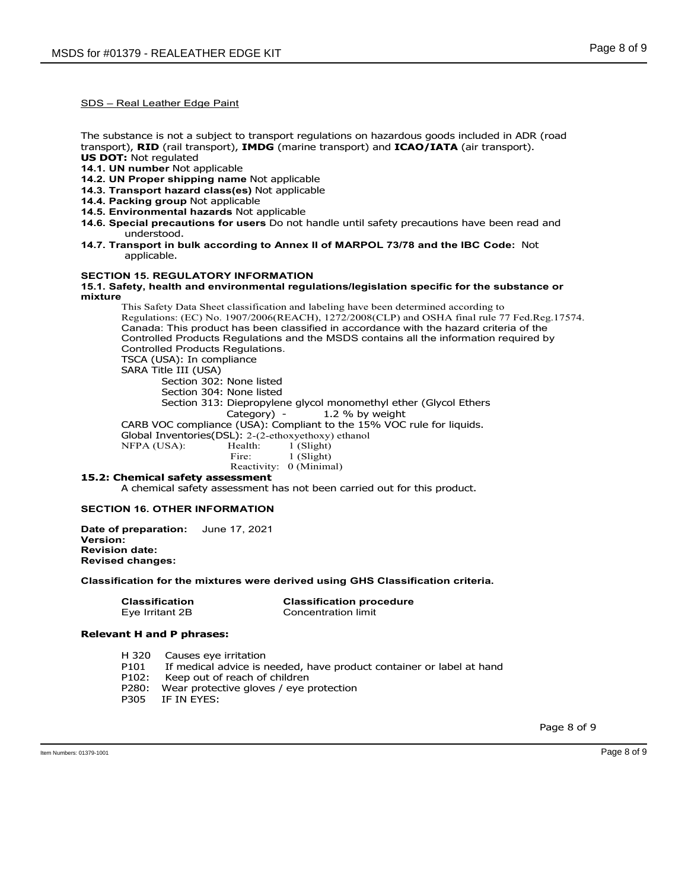SDS – Real Leather Edge Paint

The substance is not a subject to transport regulations on hazardous goods included in ADR (road transport), **RID** (rail transport), **IMDG** (marine transport) and **ICAO/IATA** (air transport).
**US DOT:** Not regulated

**14.1. UN number** Not applicable
**14.2. UN Proper shipping name** Not applicable
**14.3. Transport hazard class(es)** Not applicable
**14.4. Packing group** Not applicable
**14.5. Environmental hazards** Not applicable
**14.6. Special precautions for users** Do not handle until safety precautions have been read and understood.
**14.7. Transport in bulk according to Annex II of MARPOL 73/78 and the IBC Code:** Not applicable.

## SECTION 15. REGULATORY INFORMATION

**15.1. Safety, health and environmental regulations/legislation specific for the substance or mixture**

This Safety Data Sheet classification and labeling have been determined according to Regulations: (EC) No. 1907/2006(REACH), 1272/2008(CLP) and OSHA final rule 77 Fed.Reg.17574.
Canada: This product has been classified in accordance with the hazard criteria of the Controlled Products Regulations and the MSDS contains all the information required by Controlled Products Regulations.
TSCA (USA): In compliance
SARA Title III (USA)
- Section 302: None listed
- Section 304: None listed
- Section 313: Diepropylene glycol monomethyl ether (Glycol Ethers Category) - 1.2 % by weight

CARB VOC compliance (USA): Compliant to the 15% VOC rule for liquids.
Global Inventories(DSL): 2-(2-ethoxyethoxy) ethanol
NFPA (USA): Health: 1 (Slight)
Fire: 1 (Slight)
Reactivity: 0 (Minimal)

**15.2: Chemical safety assessment**

A chemical safety assessment has not been carried out for this product.

## SECTION 16. OTHER INFORMATION

**Date of preparation:** June 17, 2021
**Version:**
**Revision date:**
**Revised changes:**

**Classification for the mixtures were derived using GHS Classification criteria.**

| Classification | Classification procedure |
|---|---|
| Eye Irritant 2B | Concentration limit |

**Relevant H and P phrases:**

- H 320 Causes eye irritation
- P101 If medical advice is needed, have product container or label at hand
- P102: Keep out of reach of children
- P280: Wear protective gloves / eye protection
- P305 IF IN EYES: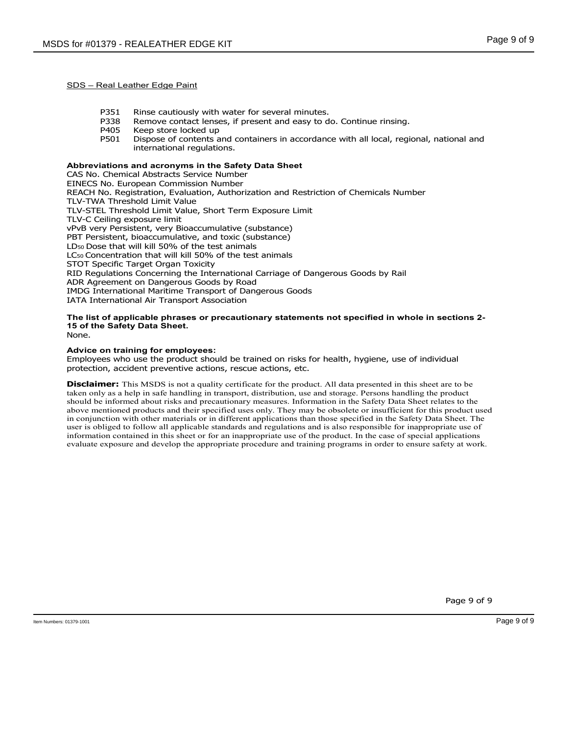SDS – Real Leather Edge Paint

P351 Rinse cautiously with water for several minutes.
P338 Remove contact lenses, if present and easy to do. Continue rinsing.
P405 Keep store locked up
P501 Dispose of contents and containers in accordance with all local, regional, national and international regulations.

**Abbreviations and acronyms in the Safety Data Sheet**

CAS No. Chemical Abstracts Service Number
EINECS No. European Commission Number
REACH No. Registration, Evaluation, Authorization and Restriction of Chemicals Number
TLV-TWA Threshold Limit Value
TLV-STEL Threshold Limit Value, Short Term Exposure Limit
TLV-C Ceiling exposure limit
vPvB very Persistent, very Bioaccumulative (substance)
PBT Persistent, bioaccumulative, and toxic (substance)
$LD_{50}$ Dose that will kill 50% of the test animals
$LC_{50}$ Concentration that will kill 50% of the test animals
STOT Specific Target Organ Toxicity
RID Regulations Concerning the International Carriage of Dangerous Goods by Rail
ADR Agreement on Dangerous Goods by Road
IMDG International Maritime Transport of Dangerous Goods
IATA International Air Transport Association

**The list of applicable phrases or precautionary statements not specified in whole in sections 2-15 of the Safety Data Sheet.**

None.

**Advice on training for employees:**

Employees who use the product should be trained on risks for health, hygiene, use of individual protection, accident preventive actions, rescue actions, etc.

**Disclaimer:** This MSDS is not a quality certificate for the product. All data presented in this sheet are to be taken only as a help in safe handling in transport, distribution, use and storage. Persons handling the product should be informed about risks and precautionary measures. Information in the Safety Data Sheet relates to the above mentioned products and their specified uses only. They may be obsolete or insufficient for this product used in conjunction with other materials or in different applications than those specified in the Safety Data Sheet. The user is obliged to follow all applicable standards and regulations and is also responsible for inappropriate use of information contained in this sheet or for an inappropriate use of the product. In the case of special applications evaluate exposure and develop the appropriate procedure and training programs in order to ensure safety at work.